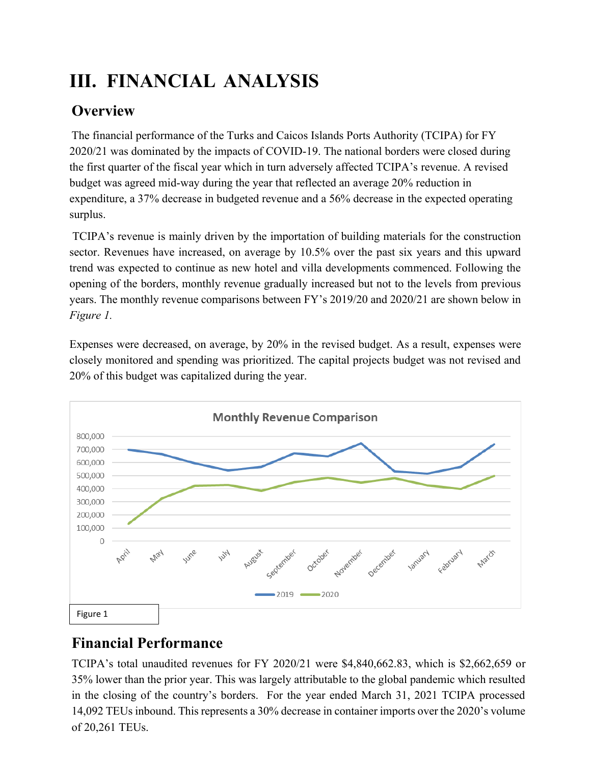# III. FINANCIAL ANALYSIS

## Overview

The financial performance of the Turks and Caicos Islands Ports Authority (TCIPA) for FY 2020/21 was dominated by the impacts of COVID-19. The national borders were closed during the first quarter of the fiscal year which in turn adversely affected TCIPA's revenue. A revised budget was agreed mid-way during the year that reflected an average 20% reduction in expenditure, a 37% decrease in budgeted revenue and a 56% decrease in the expected operating surplus.

TCIPA's revenue is mainly driven by the importation of building materials for the construction sector. Revenues have increased, on average by 10.5% over the past six years and this upward trend was expected to continue as new hotel and villa developments commenced. Following the opening of the borders, monthly revenue gradually increased but not to the levels from previous years. The monthly revenue comparisons between FY's 2019/20 and 2020/21 are shown below in *Figure 1*.

Expenses were decreased, on average, by 20% in the revised budget. As a result, expenses were closely monitored and spending was prioritized. The capital projects budget was not revised and 20% of this budget was capitalized during the year.

Figure 1

## Financial Performance

TCIPA's total unaudited revenues for FY 2020/21 were $4,840,662.83, which is $2,662,659 or 35% lower than the prior year. This was largely attributable to the global pandemic which resulted in the closing of the country's borders. For the year ended March 31, 2021 TCIPA processed 14,092 TEUs inbound. This represents a 30% decrease in container imports over the 2020's volume of 20,261 TEUs.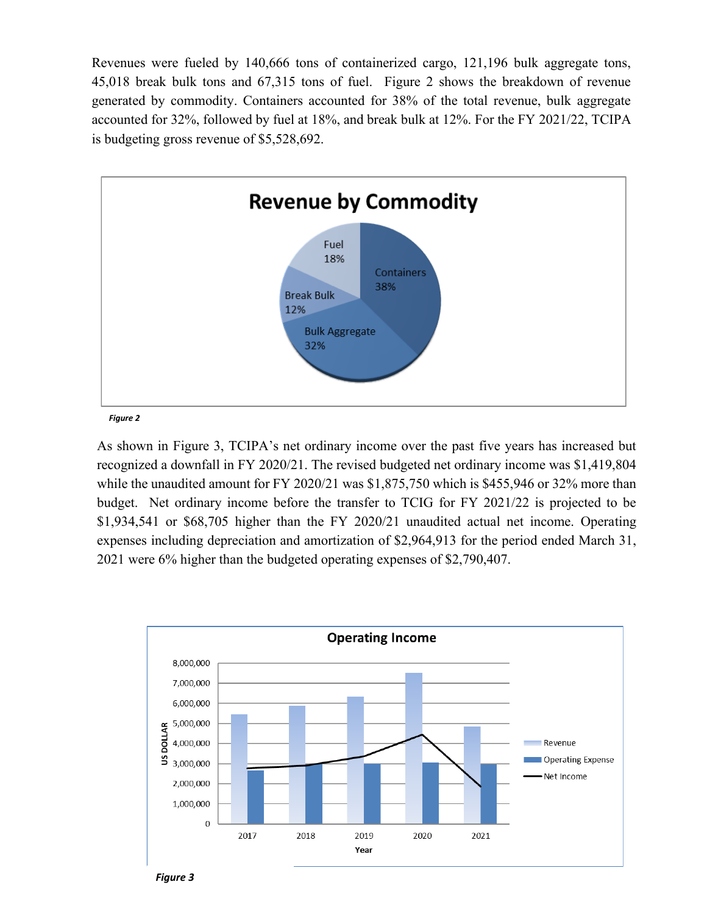Revenues were fueled by 140,666 tons of containerized cargo, 121,196 bulk aggregate tons, 45,018 break bulk tons and 67,315 tons of fuel. Figure 2 shows the breakdown of revenue generated by commodity. Containers accounted for 38% of the total revenue, bulk aggregate accounted for 32%, followed by fuel at 18%, and break bulk at 12%. For the FY 2021/22, TCIPA is budgeting gross revenue of $5,528,692.

*Figure 2*

As shown in Figure 3, TCIPA's net ordinary income over the past five years has increased but recognized a downfall in FY 2020/21. The revised budgeted net ordinary income was $1,419,804 while the unaudited amount for FY 2020/21 was $1,875,750 which is $455,946 or 32% more than budget. Net ordinary income before the transfer to TCIG for FY 2021/22 is projected to be $1,934,541 or $68,705 higher than the FY 2020/21 unaudited actual net income. Operating expenses including depreciation and amortization of $2,964,913 for the period ended March 31, 2021 were 6% higher than the budgeted operating expenses of $2,790,407.

*Figure 3*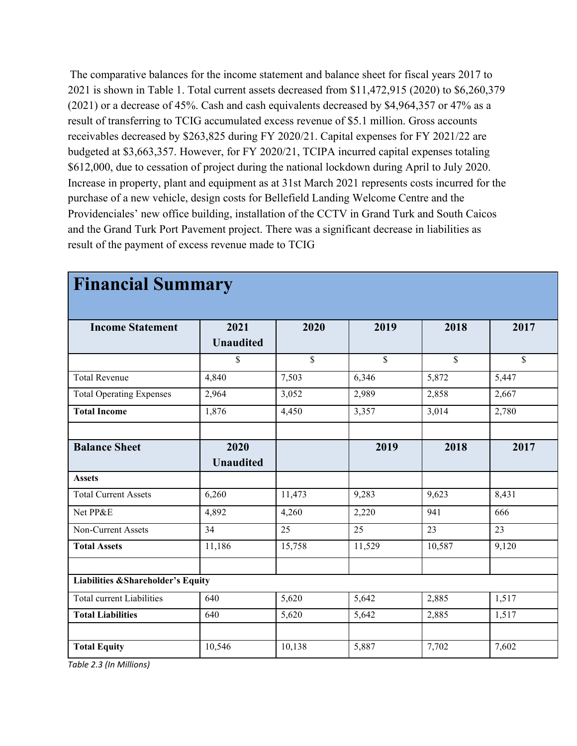The comparative balances for the income statement and balance sheet for fiscal years 2017 to 2021 is shown in Table 1. Total current assets decreased from $11,472,915 (2020) to $6,260,379 (2021) or a decrease of 45%. Cash and cash equivalents decreased by $4,964,357 or 47% as a result of transferring to TCIG accumulated excess revenue of $5.1 million. Gross accounts receivables decreased by $263,825 during FY 2020/21. Capital expenses for FY 2021/22 are budgeted at $3,663,357. However, for FY 2020/21, TCIPA incurred capital expenses totaling $612,000, due to cessation of project during the national lockdown during April to July 2020. Increase in property, plant and equipment as at 31st March 2021 represents costs incurred for the purchase of a new vehicle, design costs for Bellefield Landing Welcome Centre and the Providenciales' new office building, installation of the CCTV in Grand Turk and South Caicos and the Grand Turk Port Pavement project. There was a significant decrease in liabilities as result of the payment of excess revenue made to TCIG

| **Financial Summary** | | | | | |
|---|---|---|---|---|---|
| **Income Statement** | **2021 Unaudited** | **2020** | **2019** | **2018** | **2017** |
| | $ | $ | $ | $ | $ |
| Total Revenue | 4,840 | 7,503 | 6,346 | 5,872 | 5,447 |
| Total Operating Expenses | 2,964 | 3,052 | 2,989 | 2,858 | 2,667 |
| **Total Income** | 1,876 | 4,450 | 3,357 | 3,014 | 2,780 |
| | | | | | |
| **Balance Sheet** | **2020 Unaudited** | | **2019** | **2018** | **2017** |
| **Assets** | | | | | |
| Total Current Assets | 6,260 | 11,473 | 9,283 | 9,623 | 8,431 |
| Net PP&E | 4,892 | 4,260 | 2,220 | 941 | 666 |
| Non-Current Assets | 34 | 25 | 25 | 23 | 23 |
| **Total Assets** | 11,186 | 15,758 | 11,529 | 10,587 | 9,120 |
| | | | | | |
| **Liabilities &Shareholder's Equity** | | | | | |
| Total current Liabilities | 640 | 5,620 | 5,642 | 2,885 | 1,517 |
| **Total Liabilities** | 640 | 5,620 | 5,642 | 2,885 | 1,517 |
| | | | | | |
| **Total Equity** | 10,546 | 10,138 | 5,887 | 7,702 | 7,602 |

*Table 2.3 (In Millions)*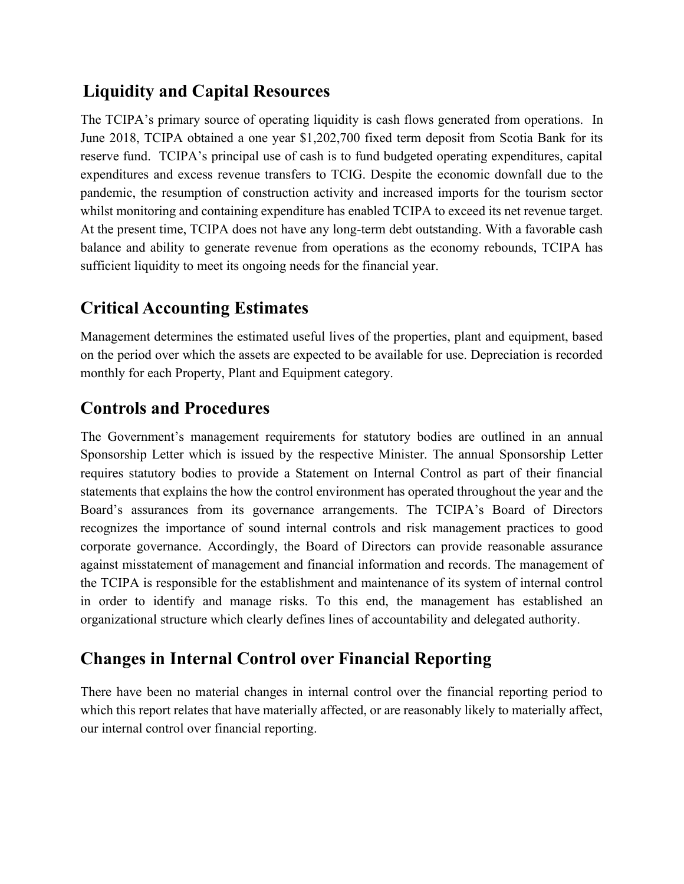## Liquidity and Capital Resources

The TCIPA's primary source of operating liquidity is cash flows generated from operations. In June 2018, TCIPA obtained a one year $1,202,700 fixed term deposit from Scotia Bank for its reserve fund. TCIPA's principal use of cash is to fund budgeted operating expenditures, capital expenditures and excess revenue transfers to TCIG. Despite the economic downfall due to the pandemic, the resumption of construction activity and increased imports for the tourism sector whilst monitoring and containing expenditure has enabled TCIPA to exceed its net revenue target. At the present time, TCIPA does not have any long-term debt outstanding. With a favorable cash balance and ability to generate revenue from operations as the economy rebounds, TCIPA has sufficient liquidity to meet its ongoing needs for the financial year.

## Critical Accounting Estimates

Management determines the estimated useful lives of the properties, plant and equipment, based on the period over which the assets are expected to be available for use. Depreciation is recorded monthly for each Property, Plant and Equipment category.

## Controls and Procedures

The Government's management requirements for statutory bodies are outlined in an annual Sponsorship Letter which is issued by the respective Minister. The annual Sponsorship Letter requires statutory bodies to provide a Statement on Internal Control as part of their financial statements that explains the how the control environment has operated throughout the year and the Board's assurances from its governance arrangements. The TCIPA's Board of Directors recognizes the importance of sound internal controls and risk management practices to good corporate governance. Accordingly, the Board of Directors can provide reasonable assurance against misstatement of management and financial information and records. The management of the TCIPA is responsible for the establishment and maintenance of its system of internal control in order to identify and manage risks. To this end, the management has established an organizational structure which clearly defines lines of accountability and delegated authority.

## Changes in Internal Control over Financial Reporting

There have been no material changes in internal control over the financial reporting period to which this report relates that have materially affected, or are reasonably likely to materially affect, our internal control over financial reporting.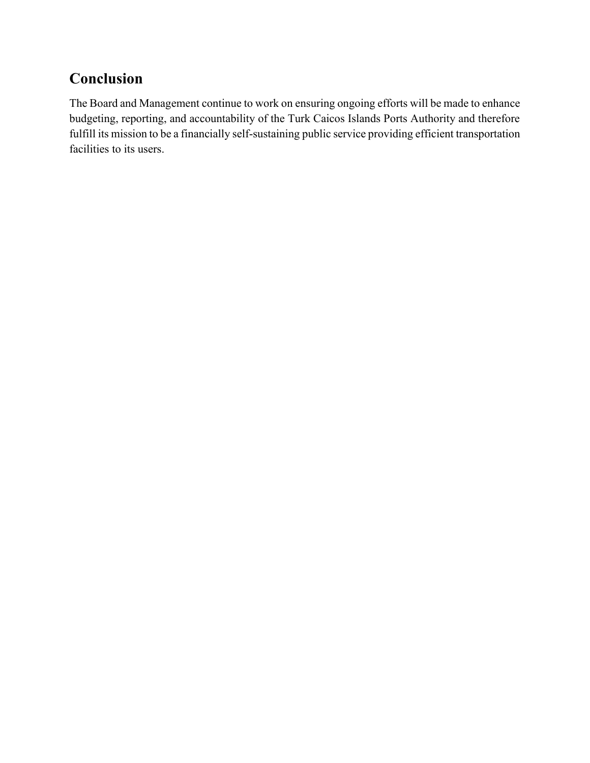## Conclusion

The Board and Management continue to work on ensuring ongoing efforts will be made to enhance budgeting, reporting, and accountability of the Turk Caicos Islands Ports Authority and therefore fulfill its mission to be a financially self-sustaining public service providing efficient transportation facilities to its users.